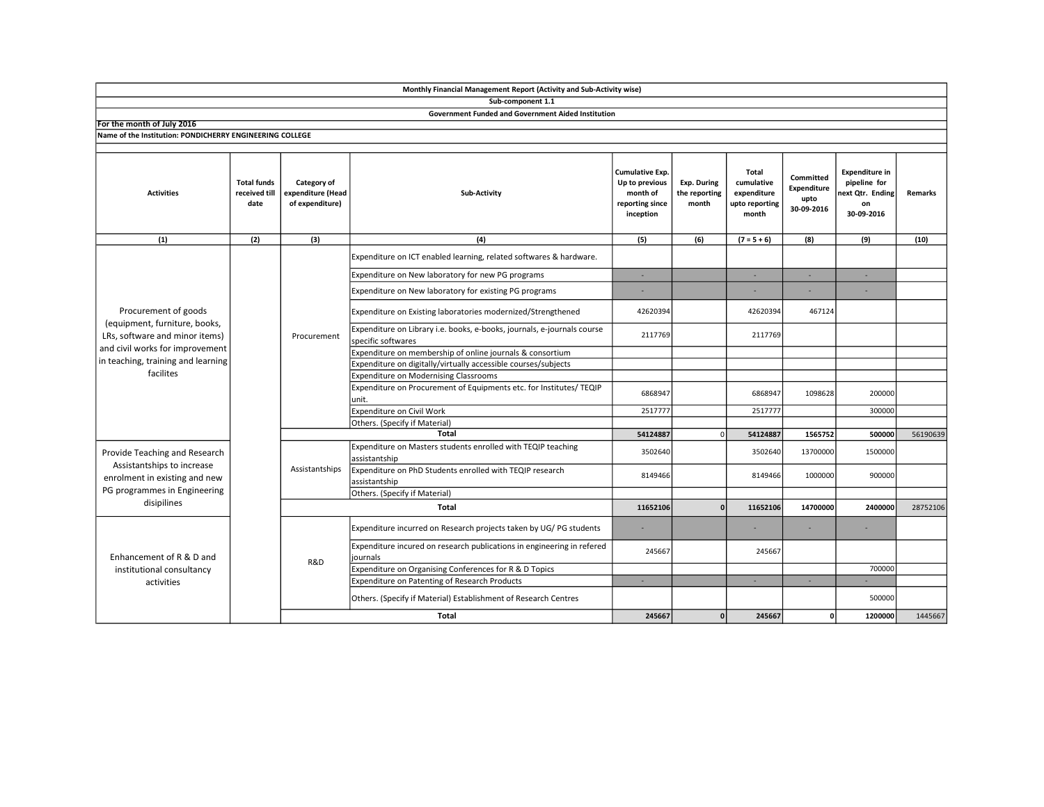**Monthly Financial Management Report (Activity and Sub-Activity wise)**

**Sub-component 1.1**

**Government Funded and Government Aided Institution**

**For the month of July 2016**

**Name of the Institution: PONDICHERRY ENGINEERING COLLEGE**

| Activities | Total funds received till date | Category of expenditure (Head of expenditure) | Sub-Activity | Cumulative Exp. Up to previous month of reporting since inception | Exp. During the reporting month | Total cumulative expenditure upto reporting month | Committed Expenditure upto 30-09-2016 | Expenditure in pipeline for next Qtr. Ending on 30-09-2016 | Remarks |
|---|---|---|---|---|---|---|---|---|---|
| (1) | (2) | (3) | (4) | (5) | (6) | (7 = 5 + 6) | (8) | (9) | (10) |
| Procurement of goods (equipment, furniture, books, LRs, software and minor items) and civil works for improvement in teaching, training and learning facilites | | Procurement | Expenditure on ICT enabled learning, related softwares & hardware. | | | | | | |
| | | | Expenditure on New laboratory for new PG programs | - | | - | - | - | |
| | | | Expenditure on New laboratory for existing PG programs | - | | - | - | - | |
| | | | Expenditure on Existing laboratories modernized/Strengthened | 42620394 | | 42620394 | 467124 | | |
| | | | Expenditure on Library i.e. books, e-books, journals, e-journals course specific softwares | 2117769 | | 2117769 | | | |
| | | | Expenditure on membership of online journals & consortium | | | | | | |
| | | | Expenditure on digitally/virtually accessible courses/subjects | | | | | | |
| | | | Expenditure on Modernising Classrooms | | | | | | |
| | | | Expenditure on Procurement of Equipments etc. for Institutes/ TEQIP unit. | 6868947 | | 6868947 | 1098628 | 200000 | |
| | | | Expenditure on Civil Work | 2517777 | | 2517777 | | 300000 | |
| | | | Others. (Specify if Material) | | | | | | |
| | | **Total** | | **54124887** | 0 | **54124887** | **1565752** | **500000** | 56190639 |
| Provide Teaching and Research Assistantships to increase enrolment in existing and new PG programmes in Engineering disipilines | | Assistantships | Expenditure on Masters students enrolled with TEQIP teaching assistantship | 3502640 | | 3502640 | 13700000 | 1500000 | |
| | | | Expenditure on PhD Students enrolled with TEQIP research assistantship | 8149466 | | 8149466 | 1000000 | 900000 | |
| | | | Others. (Specify if Material) | | | | | | |
| | | **Total** | | **11652106** | **0** | **11652106** | **14700000** | **2400000** | 28752106 |
| Enhancement of R & D and institutional consultancy activities | | R&D | Expenditure incurred on Research projects taken by UG/ PG students | - | | - | - | - | |
| | | | Expenditure incured on research publications in engineering in refered journals | 245667 | | 245667 | | | |
| | | | Expenditure on Organising Conferences for R & D Topics | | | | | 700000 | |
| | | | Expenditure on Patenting of Research Products | - | | - | - | - | |
| | | | Others. (Specify if Material) Establishment of Research Centres | | | | | 500000 | |
| | | **Total** | | **245667** | **0** | **245667** | **0** | **1200000** | 1445667 |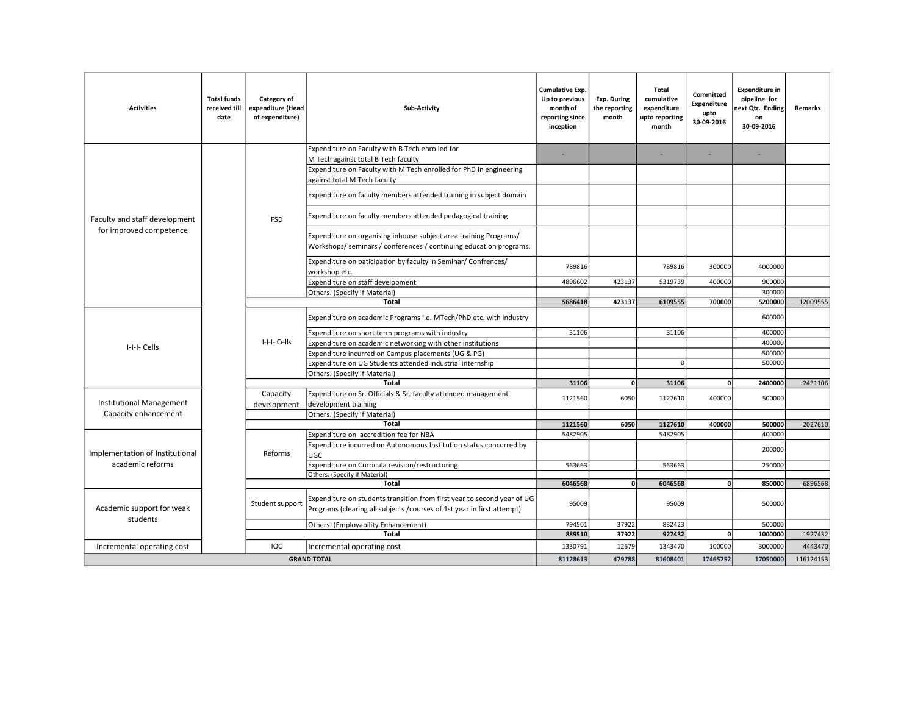| Activities | Total funds received till date | Category of expenditure (Head of expenditure) | Sub-Activity | Cumulative Exp. Up to previous month of reporting since inception | Exp. During the reporting month | Total cumulative expenditure upto reporting month | Committed Expenditure upto 30-09-2016 | Expenditure in pipeline for next Qtr. Ending on 30-09-2016 | Remarks |
|---|---|---|---|---|---|---|---|---|---|
| Faculty and staff development for improved competence | | FSD | Expenditure on Faculty with B Tech enrolled for M Tech against total B Tech faculty | - | | - | - | - | |
| | | | Expenditure on Faculty with M Tech enrolled for PhD in engineering against total M Tech faculty | | | | | | |
| | | | Expenditure on faculty members attended training in subject domain | | | | | | |
| | | | Expenditure on faculty members attended pedagogical training | | | | | | |
| | | | Expenditure on organising inhouse subject area training Programs/ Workshops/ seminars / conferences / continuing education programs. | | | | | | |
| | | | Expenditure on paticipation by faculty in Seminar/ Confrences/ workshop etc. | 789816 | | 789816 | 300000 | 4000000 | |
| | | | Expenditure on staff development | 4896602 | 423137 | 5319739 | 400000 | 900000 | |
| | | | Others. (Specify if Material) | | | | | 300000 | |
| | | | **Total** | **5686418** | **423137** | **6109555** | **700000** | **5200000** | 12009555 |
| I-I-I- Cells | | I-I-I- Cells | Expenditure on academic Programs i.e. MTech/PhD etc. with industry | | | | | 600000 | |
| | | | Expenditure on short term programs with industry | 31106 | | 31106 | | 400000 | |
| | | | Expenditure on academic networking with other institutions | | | | | 400000 | |
| | | | Expenditure incurred on Campus placements (UG & PG) | | | | | 500000 | |
| | | | Expenditure on UG Students attended industrial internship | | | 0 | | 500000 | |
| | | | Others. (Specify if Material) | | | | | | |
| | | | **Total** | **31106** | **0** | **31106** | **0** | **2400000** | 2431106 |
| Institutional Management Capacity enhancement | | Capacity development | Expenditure on Sr. Officials & Sr. faculty attended management development training | 1121560 | 6050 | 1127610 | 400000 | 500000 | |
| | | | Others. (Specify if Material) | | | | | | |
| | | | **Total** | **1121560** | **6050** | **1127610** | **400000** | **500000** | 2027610 |
| Implementation of Institutional academic reforms | | Reforms | Expenditure on accredition fee for NBA | 5482905 | | 5482905 | | 400000 | |
| | | | Expenditure incurred on Autonomous Institution status concurred by UGC | | | | | 200000 | |
| | | | Expenditure on Curricula revision/restructuring | 563663 | | 563663 | | 250000 | |
| | | | Others. (Specify if Material) | | | | | | |
| | | | **Total** | **6046568** | **0** | **6046568** | **0** | **850000** | 6896568 |
| Academic support for weak students | | Student support | Expenditure on students transition from first year to second year of UG Programs (clearing all subjects /courses of 1st year in first attempt) | 95009 | | 95009 | | 500000 | |
| | | | Others. (Employability Enhancement) | 794501 | 37922 | 832423 | | 500000 | |
| | | | **Total** | **889510** | **37922** | **927432** | **0** | **1000000** | 1927432 |
| Incremental operating cost | | IOC | Incremental operating cost | 1330791 | 12679 | 1343470 | 100000 | 3000000 | 4443470 |
| **GRAND TOTAL** | | | | **81128613** | **479788** | **81608401** | **17465752** | **17050000** | 116124153 |